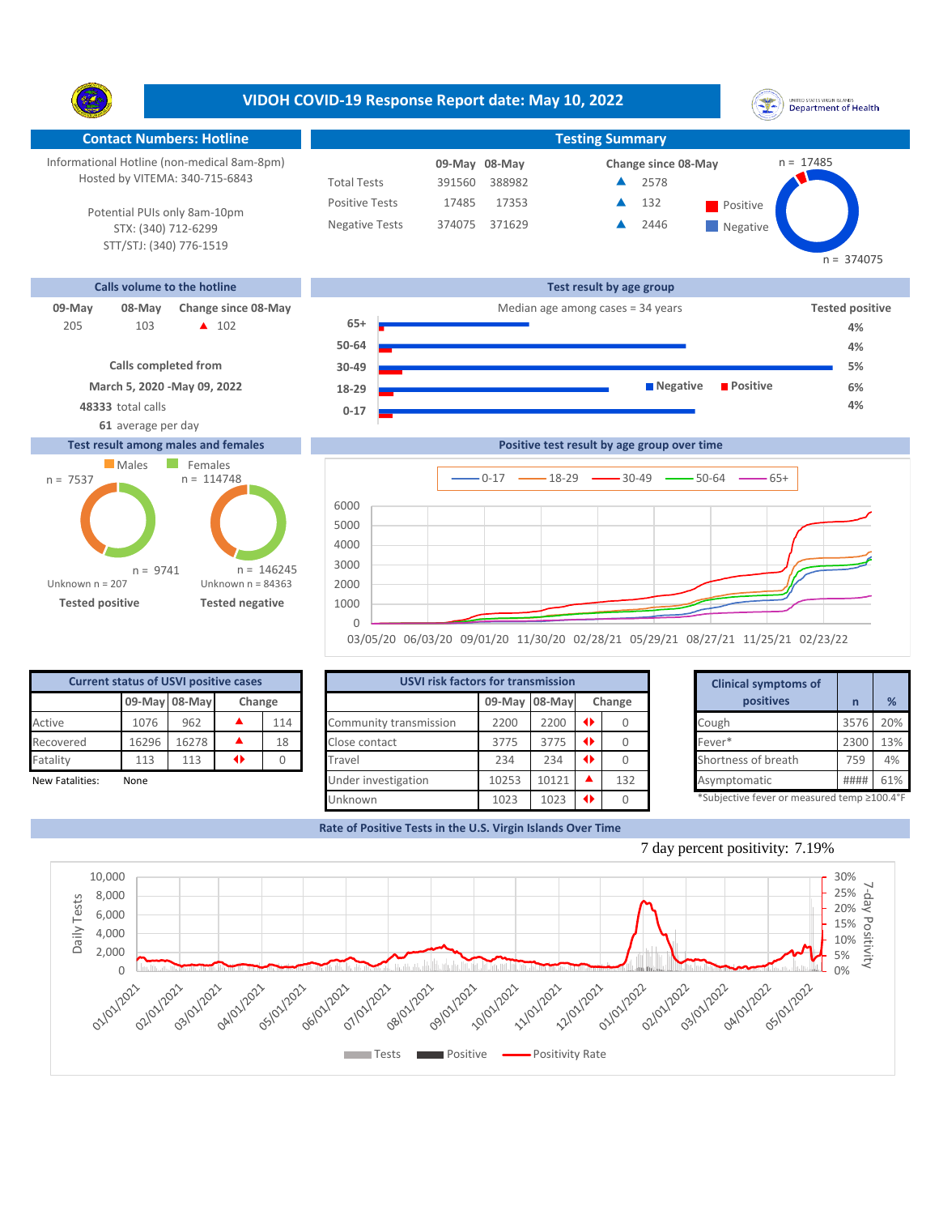# VIDOH COVID-19 Response Report date: May 10, 2022

## Contact Numbers: Hotline

Informational Hotline (non-medical 8am-8pm)
Hosted by VITEMA: 340-715-6843

Potential PUIs only 8am-10pm
STX: (340) 712-6299
STT/STJ: (340) 776-1519

## Testing Summary

| | 09-May | 08-May | Change since 08-May |
|---|---|---|---|
| Total Tests | 391560 | 388982 | ▲ 2578 |
| Positive Tests | 17485 | 17353 | ▲ 132 |
| Negative Tests | 374075 | 371629 | ▲ 2446 |

Positive n = 17485; Negative n = 374075

## Calls volume to the hotline

| 09-May | 08-May | Change since 08-May |
|---|---|---|
| 205 | 103 | ▲ 102 |

**Calls completed from**
**March 5, 2020 -May 09, 2022**
**48333** total calls
**61** average per day

## Test result by age group

Median age among cases = 34 years

| Age group | Tested positive |
|---|---|
| 65+ | 4% |
| 50-64 | 4% |
| 30-49 | 5% |
| 18-29 | 6% |
| 0-17 | 4% |

## Test result among males and females

| | Males | Females |
|---|---|---|
| Tested positive | n = 7537 | n = 9741 |
| Tested negative | n = 114748 | n = 146245 |

Tested positive: Unknown n = 207
Tested negative: Unknown n = 84363

## Positive test result by age group over time

(Series: 0-17, 18-29, 30-49, 50-64, 65+; dates 03/05/20 to 02/23/22)

## Current status of USVI positive cases

| | 09-May | 08-May | Change | |
|---|---|---|---|---|
| Active | 1076 | 962 | ▲ | 114 |
| Recovered | 16296 | 16278 | ▲ | 18 |
| Fatality | 113 | 113 | ◀▶ | 0 |

New Fatalities: None

## USVI risk factors for transmission

| | 09-May | 08-May | Change | |
|---|---|---|---|---|
| Community transmission | 2200 | 2200 | ◀▶ | 0 |
| Close contact | 3775 | 3775 | ◀▶ | 0 |
| Travel | 234 | 234 | ◀▶ | 0 |
| Under investigation | 10253 | 10121 | ▲ | 132 |
| Unknown | 1023 | 1023 | ◀▶ | 0 |

## Clinical symptoms of positives

| Clinical symptoms of positives | n | % |
|---|---|---|
| Cough | 3576 | 20% |
| Fever* | 2300 | 13% |
| Shortness of breath | 759 | 4% |
| Asymptomatic | #### | 61% |

*Subjective fever or measured temp ≥100.4°F

## Rate of Positive Tests in the U.S. Virgin Islands Over Time

7 day percent positivity: 7.19%

(Legend: Tests, Positive, Positivity Rate)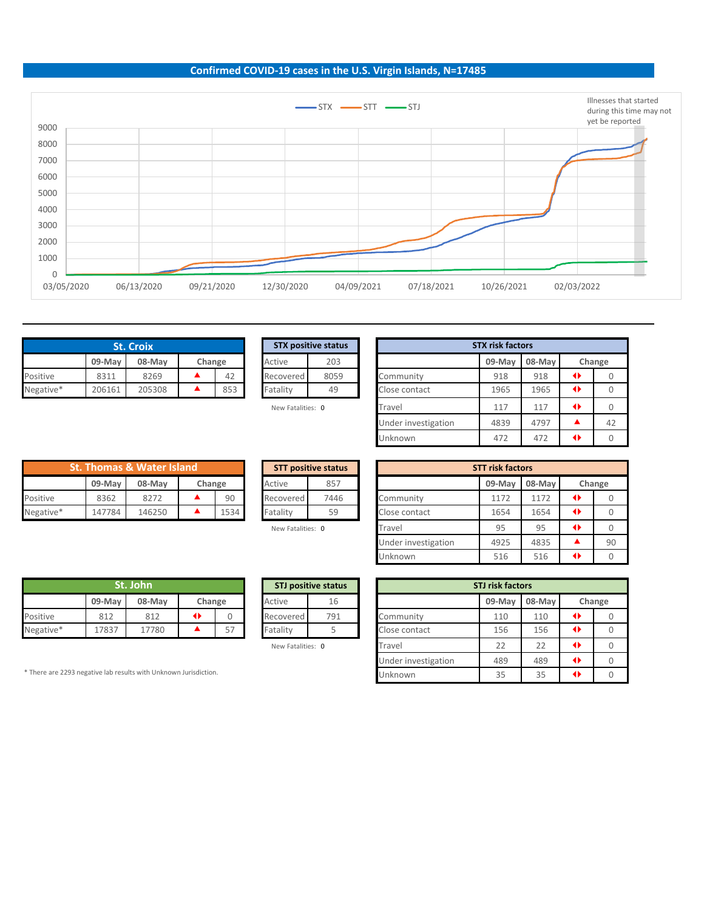## Confirmed COVID-19 cases in the U.S. Virgin Islands, N=17485

STX STT STJ

Illnesses that started during this time may not yet be reported

9000
8000
7000
6000
5000
4000
3000
2000
1000
0

03/05/2020 06/13/2020 09/21/2020 12/30/2020 04/09/2021 07/18/2021 10/26/2021 02/03/2022

| St. Croix | 09-May | 08-May | Change | |
|---|---|---|---|---|
| Positive | 8311 | 8269 | ▲ | 42 |
| Negative* | 206161 | 205308 | ▲ | 853 |

| STX positive status | |
|---|---|
| Active | 203 |
| Recovered | 8059 |
| Fatality | 49 |

New Fatalities: 0

| STX risk factors | 09-May | 08-May | Change | |
|---|---|---|---|---|
| Community | 918 | 918 | ◄► | 0 |
| Close contact | 1965 | 1965 | ◄► | 0 |
| Travel | 117 | 117 | ◄► | 0 |
| Under investigation | 4839 | 4797 | ▲ | 42 |
| Unknown | 472 | 472 | ◄► | 0 |

| St. Thomas & Water Island | 09-May | 08-May | Change | |
|---|---|---|---|---|
| Positive | 8362 | 8272 | ▲ | 90 |
| Negative* | 147784 | 146250 | ▲ | 1534 |

| STT positive status | |
|---|---|
| Active | 857 |
| Recovered | 7446 |
| Fatality | 59 |

New Fatalities: 0

| STT risk factors | 09-May | 08-May | Change | |
|---|---|---|---|---|
| Community | 1172 | 1172 | ◄► | 0 |
| Close contact | 1654 | 1654 | ◄► | 0 |
| Travel | 95 | 95 | ◄► | 0 |
| Under investigation | 4925 | 4835 | ▲ | 90 |
| Unknown | 516 | 516 | ◄► | 0 |

| St. John | 09-May | 08-May | Change | |
|---|---|---|---|---|
| Positive | 812 | 812 | ◄► | 0 |
| Negative* | 17837 | 17780 | ▲ | 57 |

| STJ positive status | |
|---|---|
| Active | 16 |
| Recovered | 791 |
| Fatality | 5 |

New Fatalities: 0

| STJ risk factors | 09-May | 08-May | Change | |
|---|---|---|---|---|
| Community | 110 | 110 | ◄► | 0 |
| Close contact | 156 | 156 | ◄► | 0 |
| Travel | 22 | 22 | ◄► | 0 |
| Under investigation | 489 | 489 | ◄► | 0 |
| Unknown | 35 | 35 | ◄► | 0 |

* There are 2293 negative lab results with Unknown Jurisdiction.